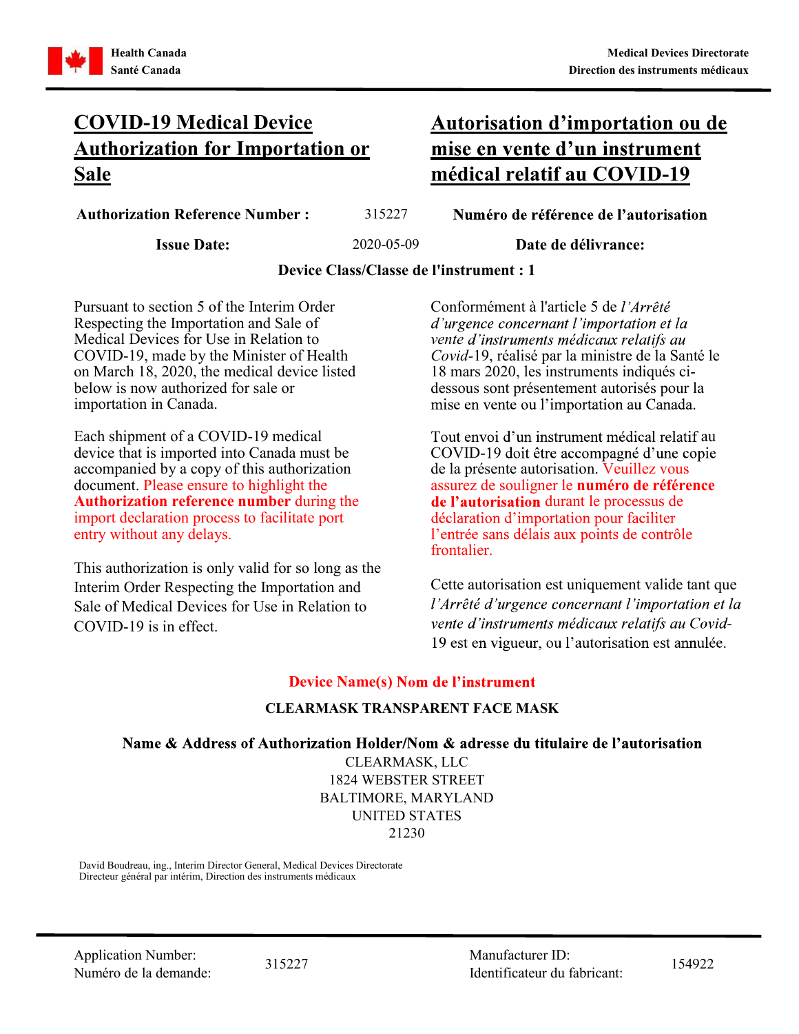Health Canada
Santé Canada

Medical Devices Directorate
Direction des instruments médicaux

# COVID-19 Medical Device Authorization for Importation or Sale

# Autorisation d'importation ou de mise en vente d'un instrument médical relatif au COVID-19

**Authorization Reference Number :** 315227 **Numéro de référence de l'autorisation**

**Issue Date:** 2020-05-09 **Date de délivrance:**

**Device Class/Classe de l'instrument : 1**

Pursuant to section 5 of the Interim Order Respecting the Importation and Sale of Medical Devices for Use in Relation to COVID-19, made by the Minister of Health on March 18, 2020, the medical device listed below is now authorized for sale or importation in Canada.

Each shipment of a COVID-19 medical device that is imported into Canada must be accompanied by a copy of this authorization document. Please ensure to highlight the **Authorization reference number** during the import declaration process to facilitate port entry without any delays.

This authorization is only valid for so long as the Interim Order Respecting the Importation and Sale of Medical Devices for Use in Relation to COVID-19 is in effect.

Conformément à l'article 5 de *l'Arrêté d'urgence concernant l'importation et la vente d'instruments médicaux relatifs au Covid*-19, réalisé par la ministre de la Santé le 18 mars 2020, les instruments indiqués ci-dessous sont présentement autorisés pour la mise en vente ou l'importation au Canada.

Tout envoi d'un instrument médical relatif au COVID-19 doit être accompagné d'une copie de la présente autorisation. Veuillez vous assurez de souligner le **numéro de référence de l'autorisation** durant le processus de déclaration d'importation pour faciliter l'entrée sans délais aux points de contrôle frontalier.

Cette autorisation est uniquement valide tant que *l'Arrêté d'urgence concernant l'importation et la vente d'instruments médicaux relatifs au Covid*-19 est en vigueur, ou l'autorisation est annulée.

**Device Name(s) Nom de l'instrument**

**CLEARMASK TRANSPARENT FACE MASK**

**Name & Address of Authorization Holder/Nom & adresse du titulaire de l'autorisation**

CLEARMASK, LLC
1824 WEBSTER STREET
BALTIMORE, MARYLAND
UNITED STATES
21230

David Boudreau, ing., Interim Director General, Medical Devices Directorate
Directeur général par intérim, Direction des instruments médicaux

Application Number: / Numéro de la demande: 315227

Manufacturer ID: / Identificateur du fabricant: 154922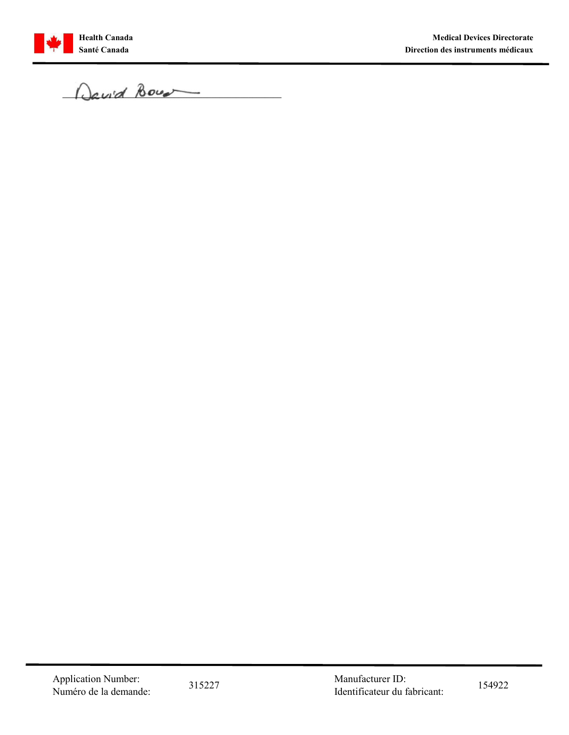David Bowen

______________________________

Application Number: / Numéro de la demande: 315227

Manufacturer ID: / Identificateur du fabricant: 154922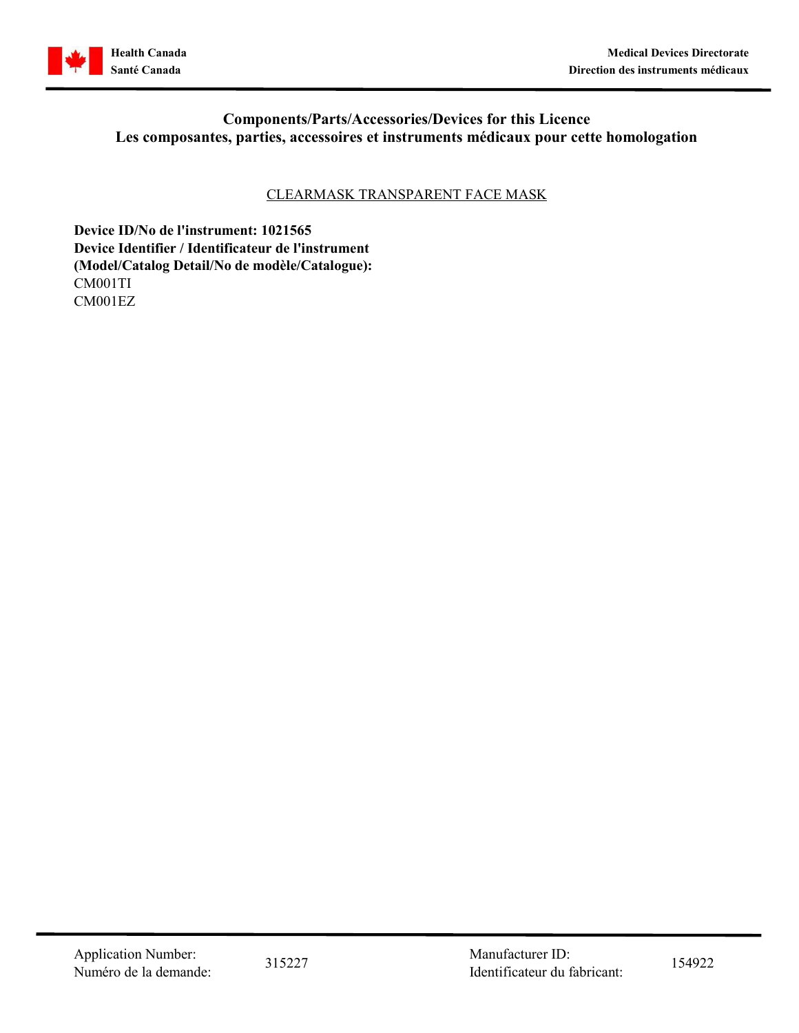## Components/Parts/Accessories/Devices for this Licence
## Les composantes, parties, accessoires et instruments médicaux pour cette homologation

CLEARMASK TRANSPARENT FACE MASK

**Device ID/No de l'instrument: 1021565**
**Device Identifier / Identificateur de l'instrument**
**(Model/Catalog Detail/No de modèle/Catalogue):**
CM001TI
CM001EZ

Application Number:
Numéro de la demande: 315227

Manufacturer ID:
Identificateur du fabricant: 154922